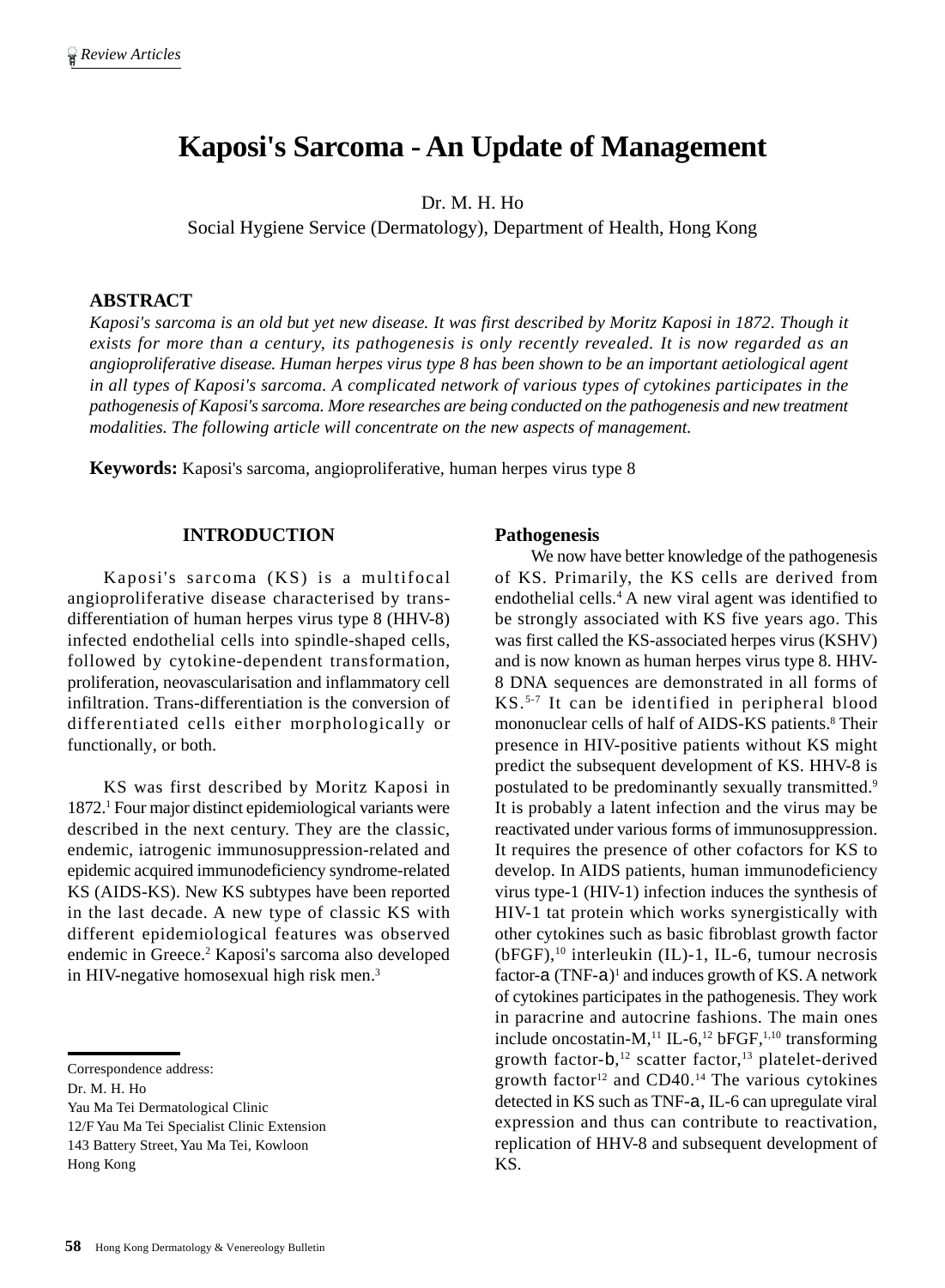# Kaposi's Sarcoma - An Update of Management

Dr. M. H. Ho

Social Hygiene Service (Dermatology), Department of Health, Hong Kong

## ABSTRACT

*Kaposi's sarcoma is an old but yet new disease. It was first described by Moritz Kaposi in 1872. Though it exists for more than a century, its pathogenesis is only recently revealed. It is now regarded as an angioproliferative disease. Human herpes virus type 8 has been shown to be an important aetiological agent in all types of Kaposi's sarcoma. A complicated network of various types of cytokines participates in the pathogenesis of Kaposi's sarcoma. More researches are being conducted on the pathogenesis and new treatment modalities. The following article will concentrate on the new aspects of management.*

**Keywords:** Kaposi's sarcoma, angioproliferative, human herpes virus type 8

## INTRODUCTION

Kaposi's sarcoma (KS) is a multifocal angioproliferative disease characterised by trans-differentiation of human herpes virus type 8 (HHV-8) infected endothelial cells into spindle-shaped cells, followed by cytokine-dependent transformation, proliferation, neovascularisation and inflammatory cell infiltration. Trans-differentiation is the conversion of differentiated cells either morphologically or functionally, or both.

KS was first described by Moritz Kaposi in 1872.[1] Four major distinct epidemiological variants were described in the next century. They are the classic, endemic, iatrogenic immunosuppression-related and epidemic acquired immunodeficiency syndrome-related KS (AIDS-KS). New KS subtypes have been reported in the last decade. A new type of classic KS with different epidemiological features was observed endemic in Greece.[2] Kaposi's sarcoma also developed in HIV-negative homosexual high risk men.[3]

### Pathogenesis

We now have better knowledge of the pathogenesis of KS. Primarily, the KS cells are derived from endothelial cells.[4] A new viral agent was identified to be strongly associated with KS five years ago. This was first called the KS-associated herpes virus (KSHV) and is now known as human herpes virus type 8. HHV-8 DNA sequences are demonstrated in all forms of KS.[5-7] It can be identified in peripheral blood mononuclear cells of half of AIDS-KS patients.[8] Their presence in HIV-positive patients without KS might predict the subsequent development of KS. HHV-8 is postulated to be predominantly sexually transmitted.[9] It is probably a latent infection and the virus may be reactivated under various forms of immunosuppression. It requires the presence of other cofactors for KS to develop. In AIDS patients, human immunodeficiency virus type-1 (HIV-1) infection induces the synthesis of HIV-1 tat protein which works synergistically with other cytokines such as basic fibroblast growth factor (bFGF),[10] interleukin (IL)-1, IL-6, tumour necrosis factor-α (TNF-α)[1] and induces growth of KS. A network of cytokines participates in the pathogenesis. They work in paracrine and autocrine fashions. The main ones include oncostatin-M,[11] IL-6,[12] bFGF,[1,10] transforming growth factor-β,[12] scatter factor,[13] platelet-derived growth factor[12] and CD40.[14] The various cytokines detected in KS such as TNF-α, IL-6 can upregulate viral expression and thus can contribute to reactivation, replication of HHV-8 and subsequent development of KS.

Correspondence address:
Dr. M. H. Ho
Yau Ma Tei Dermatological Clinic
12/F Yau Ma Tei Specialist Clinic Extension
143 Battery Street, Yau Ma Tei, Kowloon
Hong Kong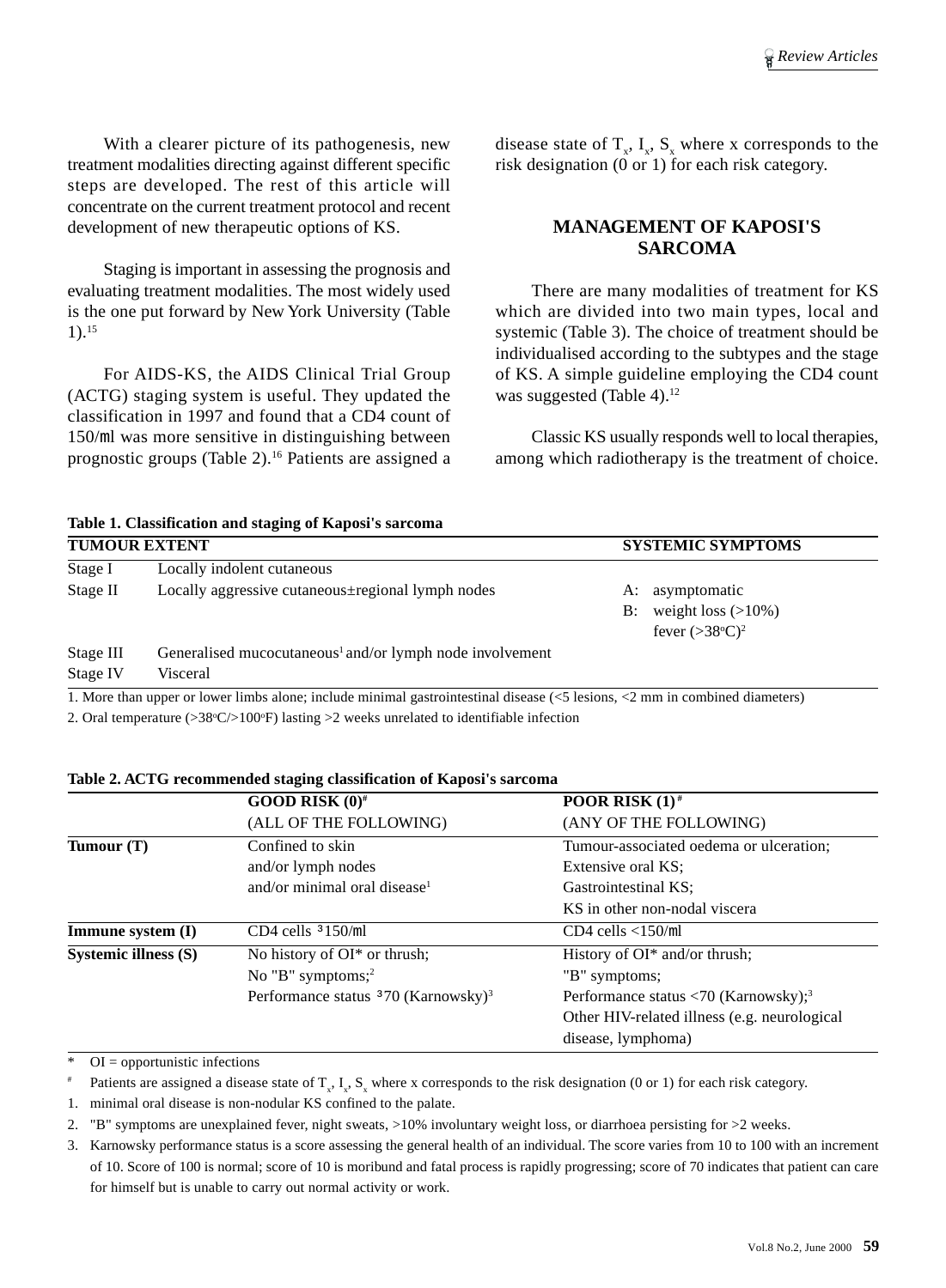With a clearer picture of its pathogenesis, new treatment modalities directing against different specific steps are developed. The rest of this article will concentrate on the current treatment protocol and recent development of new therapeutic options of KS.

Staging is important in assessing the prognosis and evaluating treatment modalities. The most widely used is the one put forward by New York University (Table 1).[15]

For AIDS-KS, the AIDS Clinical Trial Group (ACTG) staging system is useful. They updated the classification in 1997 and found that a CD4 count of 150/ml was more sensitive in distinguishing between prognostic groups (Table 2).[16] Patients are assigned a disease state of $T_x$, $I_x$, $S_x$ where x corresponds to the risk designation (0 or 1) for each risk category.

## MANAGEMENT OF KAPOSI'S SARCOMA

There are many modalities of treatment for KS which are divided into two main types, local and systemic (Table 3). The choice of treatment should be individualised according to the subtypes and the stage of KS. A simple guideline employing the CD4 count was suggested (Table 4).[12]

Classic KS usually responds well to local therapies, among which radiotherapy is the treatment of choice.

**Table 1. Classification and staging of Kaposi's sarcoma**

| TUMOUR EXTENT | | SYSTEMIC SYMPTOMS |
|---|---|---|
| Stage I | Locally indolent cutaneous | |
| Stage II | Locally aggressive cutaneous±regional lymph nodes | A: asymptomatic<br>B: weight loss (>10%)<br>fever (>38°C)[2] |
| Stage III | Generalised mucocutaneous[1] and/or lymph node involvement | |
| Stage IV | Visceral | |

1. More than upper or lower limbs alone; include minimal gastrointestinal disease (<5 lesions, <2 mm in combined diameters)

2. Oral temperature (>38°C/>100°F) lasting >2 weeks unrelated to identifiable infection

**Table 2. ACTG recommended staging classification of Kaposi's sarcoma**

| | GOOD RISK (0)[#]<br>(ALL OF THE FOLLOWING) | POOR RISK (1)[#]<br>(ANY OF THE FOLLOWING) |
|---|---|---|
| **Tumour (T)** | Confined to skin<br>and/or lymph nodes<br>and/or minimal oral disease[1] | Tumour-associated oedema or ulceration;<br>Extensive oral KS;<br>Gastrointestinal KS;<br>KS in other non-nodal viscera |
| **Immune system (I)** | CD4 cells ≥150/ml | CD4 cells <150/ml |
| **Systemic illness (S)** | No history of OI* or thrush;<br>No "B" symptoms;[2]<br>Performance status ≥70 (Karnowsky)[3] | History of OI* and/or thrush;<br>"B" symptoms;<br>Performance status <70 (Karnowsky);[3]<br>Other HIV-related illness (e.g. neurological disease, lymphoma) |

\* OI = opportunistic infections

[#] Patients are assigned a disease state of $T_x$, $I_x$, $S_x$ where x corresponds to the risk designation (0 or 1) for each risk category.

1. minimal oral disease is non-nodular KS confined to the palate.
2. "B" symptoms are unexplained fever, night sweats, >10% involuntary weight loss, or diarrhoea persisting for >2 weeks.
3. Karnowsky performance status is a score assessing the general health of an individual. The score varies from 10 to 100 with an increment of 10. Score of 100 is normal; score of 10 is moribund and fatal process is rapidly progressing; score of 70 indicates that patient can care for himself but is unable to carry out normal activity or work.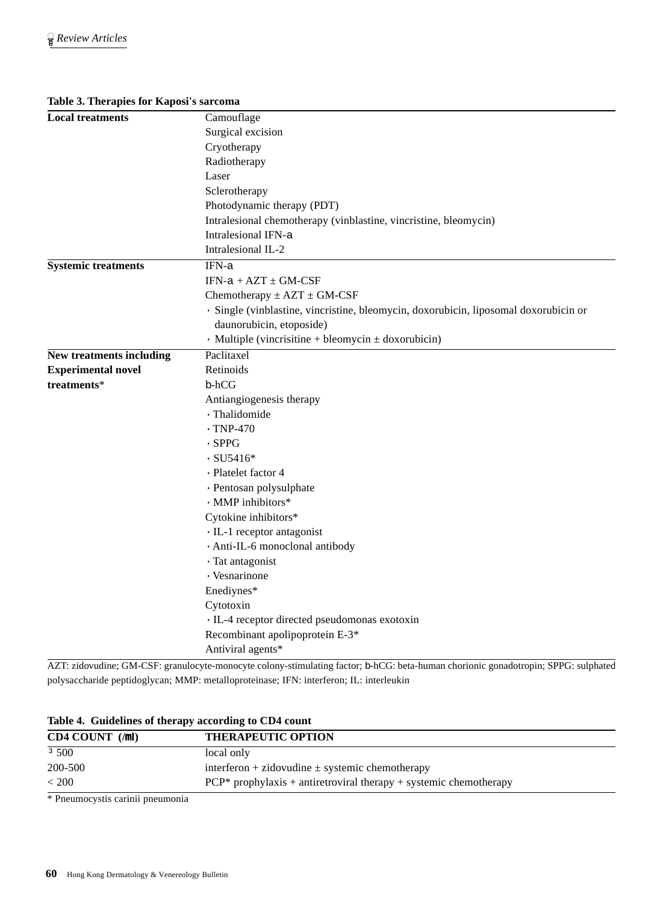**Table 3. Therapies for Kaposi's sarcoma**

| | |
|---|---|
| **Local treatments** | Camouflage |
| | Surgical excision |
| | Cryotherapy |
| | Radiotherapy |
| | Laser |
| | Sclerotherapy |
| | Photodynamic therapy (PDT) |
| | Intralesional chemotherapy (vinblastine, vincristine, bleomycin) |
| | Intralesional IFN-α |
| | Intralesional IL-2 |
| **Systemic treatments** | IFN-α |
| | IFN-α + AZT ± GM-CSF |
| | Chemotherapy ± AZT ± GM-CSF |
| | · Single (vinblastine, vincristine, bleomycin, doxorubicin, liposomal doxorubicin or daunorubicin, etoposide) |
| | · Multiple (vincrisitine + bleomycin ± doxorubicin) |
| **New treatments including Experimental novel treatments*** | Paclitaxel |
| | Retinoids |
| | β-hCG |
| | Antiangiogenesis therapy |
| | · Thalidomide |
| | · TNP-470 |
| | · SPPG |
| | · SU5416* |
| | · Platelet factor 4 |
| | · Pentosan polysulphate |
| | · MMP inhibitors* |
| | Cytokine inhibitors* |
| | · IL-1 receptor antagonist |
| | · Anti-IL-6 monoclonal antibody |
| | · Tat antagonist |
| | · Vesnarinone |
| | Enediynes* |
| | Cytotoxin |
| | · IL-4 receptor directed pseudomonas exotoxin |
| | Recombinant apolipoprotein E-3* |
| | Antiviral agents* |

AZT: zidovudine; GM-CSF: granulocyte-monocyte colony-stimulating factor; β-hCG: beta-human chorionic gonadotropin; SPPG: sulphated polysaccharide peptidoglycan; MMP: metalloproteinase; IFN: interferon; IL: interleukin

**Table 4. Guidelines of therapy according to CD4 count**

| CD4 COUNT (/μl) | THERAPEUTIC OPTION |
|---|---|
| ≥ 500 | local only |
| 200-500 | interferon + zidovudine ± systemic chemotherapy |
| < 200 | PCP* prophylaxis + antiretroviral therapy + systemic chemotherapy |

* Pneumocystis carinii pneumonia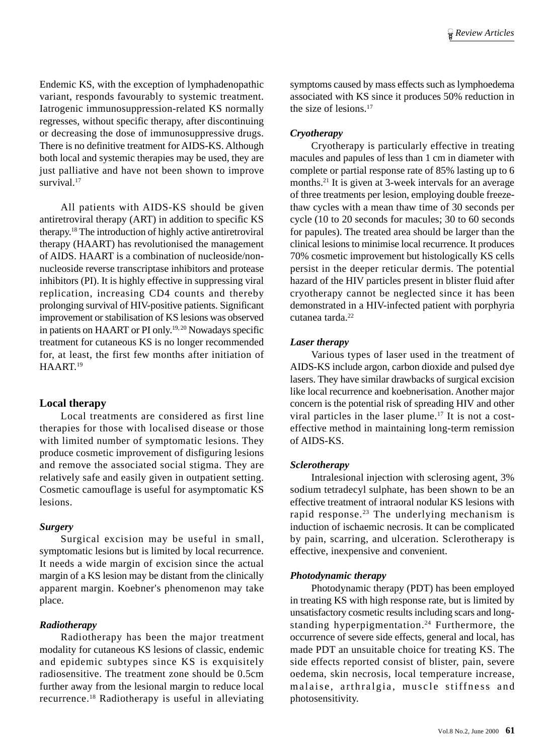Endemic KS, with the exception of lymphadenopathic variant, responds favourably to systemic treatment. Iatrogenic immunosuppression-related KS normally regresses, without specific therapy, after discontinuing or decreasing the dose of immunosuppressive drugs. There is no definitive treatment for AIDS-KS. Although both local and systemic therapies may be used, they are just palliative and have not been shown to improve survival.[17]

All patients with AIDS-KS should be given antiretroviral therapy (ART) in addition to specific KS therapy.[18] The introduction of highly active antiretroviral therapy (HAART) has revolutionised the management of AIDS. HAART is a combination of nucleoside/non-nucleoside reverse transcriptase inhibitors and protease inhibitors (PI). It is highly effective in suppressing viral replication, increasing CD4 counts and thereby prolonging survival of HIV-positive patients. Significant improvement or stabilisation of KS lesions was observed in patients on HAART or PI only.[19, 20] Nowadays specific treatment for cutaneous KS is no longer recommended for, at least, the first few months after initiation of HAART.[19]

## Local therapy

Local treatments are considered as first line therapies for those with localised disease or those with limited number of symptomatic lesions. They produce cosmetic improvement of disfiguring lesions and remove the associated social stigma. They are relatively safe and easily given in outpatient setting. Cosmetic camouflage is useful for asymptomatic KS lesions.

### *Surgery*

Surgical excision may be useful in small, symptomatic lesions but is limited by local recurrence. It needs a wide margin of excision since the actual margin of a KS lesion may be distant from the clinically apparent margin. Koebner's phenomenon may take place.

### *Radiotherapy*

Radiotherapy has been the major treatment modality for cutaneous KS lesions of classic, endemic and epidemic subtypes since KS is exquisitely radiosensitive. The treatment zone should be 0.5cm further away from the lesional margin to reduce local recurrence.[18] Radiotherapy is useful in alleviating symptoms caused by mass effects such as lymphoedema associated with KS since it produces 50% reduction in the size of lesions.[17]

### *Cryotherapy*

Cryotherapy is particularly effective in treating macules and papules of less than 1 cm in diameter with complete or partial response rate of 85% lasting up to 6 months.[21] It is given at 3-week intervals for an average of three treatments per lesion, employing double freeze-thaw cycles with a mean thaw time of 30 seconds per cycle (10 to 20 seconds for macules; 30 to 60 seconds for papules). The treated area should be larger than the clinical lesions to minimise local recurrence. It produces 70% cosmetic improvement but histologically KS cells persist in the deeper reticular dermis. The potential hazard of the HIV particles present in blister fluid after cryotherapy cannot be neglected since it has been demonstrated in a HIV-infected patient with porphyria cutanea tarda.[22]

### *Laser therapy*

Various types of laser used in the treatment of AIDS-KS include argon, carbon dioxide and pulsed dye lasers. They have similar drawbacks of surgical excision like local recurrence and koebnerisation. Another major concern is the potential risk of spreading HIV and other viral particles in the laser plume.[17] It is not a cost-effective method in maintaining long-term remission of AIDS-KS.

### *Sclerotherapy*

Intralesional injection with sclerosing agent, 3% sodium tetradecyl sulphate, has been shown to be an effective treatment of intraoral nodular KS lesions with rapid response.[23] The underlying mechanism is induction of ischaemic necrosis. It can be complicated by pain, scarring, and ulceration. Sclerotherapy is effective, inexpensive and convenient.

### *Photodynamic therapy*

Photodynamic therapy (PDT) has been employed in treating KS with high response rate, but is limited by unsatisfactory cosmetic results including scars and long-standing hyperpigmentation.[24] Furthermore, the occurrence of severe side effects, general and local, has made PDT an unsuitable choice for treating KS. The side effects reported consist of blister, pain, severe oedema, skin necrosis, local temperature increase, malaise, arthralgia, muscle stiffness and photosensitivity.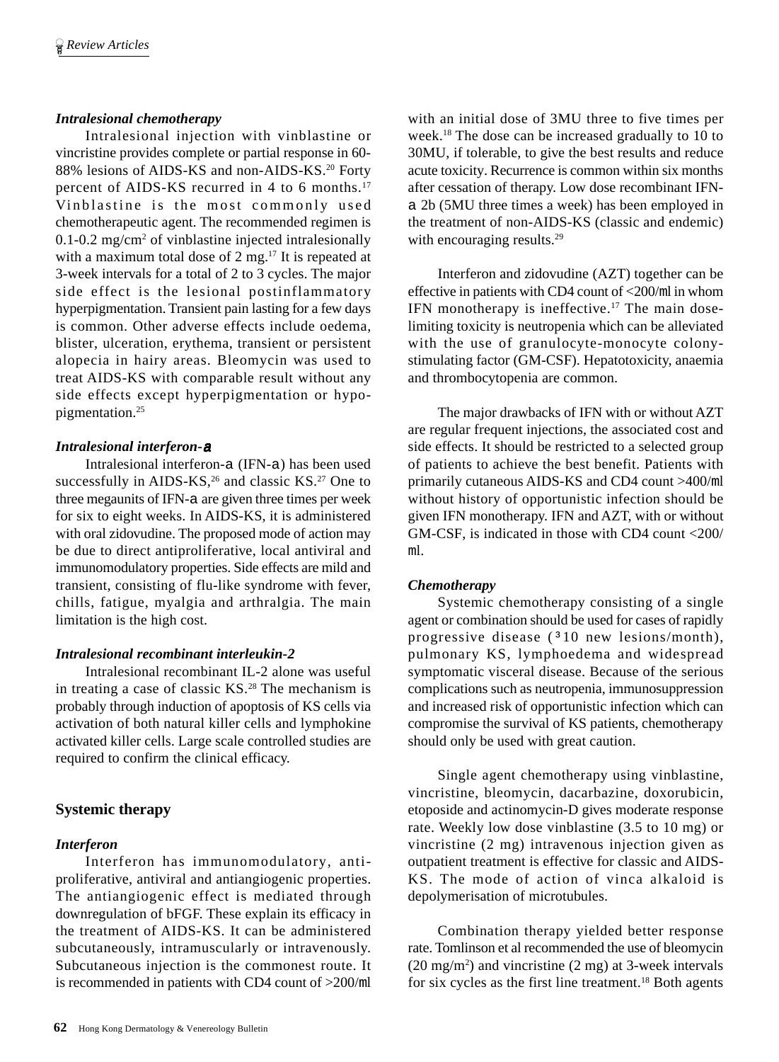### *Intralesional chemotherapy*

Intralesional injection with vinblastine or vincristine provides complete or partial response in 60-88% lesions of AIDS-KS and non-AIDS-KS.[20] Forty percent of AIDS-KS recurred in 4 to 6 months.[17] Vinblastine is the most commonly used chemotherapeutic agent. The recommended regimen is 0.1-0.2 mg/cm$^2$ of vinblastine injected intralesionally with a maximum total dose of 2 mg.[17] It is repeated at 3-week intervals for a total of 2 to 3 cycles. The major side effect is the lesional postinflammatory hyperpigmentation. Transient pain lasting for a few days is common. Other adverse effects include oedema, blister, ulceration, erythema, transient or persistent alopecia in hairy areas. Bleomycin was used to treat AIDS-KS with comparable result without any side effects except hyperpigmentation or hypo-pigmentation.[25]

### *Intralesional interferon-α*

Intralesional interferon-α (IFN-α) has been used successfully in AIDS-KS,[26] and classic KS.[27] One to three megaunits of IFN-α are given three times per week for six to eight weeks. In AIDS-KS, it is administered with oral zidovudine. The proposed mode of action may be due to direct antiproliferative, local antiviral and immunomodulatory properties. Side effects are mild and transient, consisting of flu-like syndrome with fever, chills, fatigue, myalgia and arthralgia. The main limitation is the high cost.

### *Intralesional recombinant interleukin-2*

Intralesional recombinant IL-2 alone was useful in treating a case of classic KS.[28] The mechanism is probably through induction of apoptosis of KS cells via activation of both natural killer cells and lymphokine activated killer cells. Large scale controlled studies are required to confirm the clinical efficacy.

## Systemic therapy

### *Interferon*

Interferon has immunomodulatory, anti-proliferative, antiviral and antiangiogenic properties. The antiangiogenic effect is mediated through downregulation of bFGF. These explain its efficacy in the treatment of AIDS-KS. It can be administered subcutaneously, intramuscularly or intravenously. Subcutaneous injection is the commonest route. It is recommended in patients with CD4 count of >200/μl with an initial dose of 3MU three to five times per week.[18] The dose can be increased gradually to 10 to 30MU, if tolerable, to give the best results and reduce acute toxicity. Recurrence is common within six months after cessation of therapy. Low dose recombinant IFN-α 2b (5MU three times a week) has been employed in the treatment of non-AIDS-KS (classic and endemic) with encouraging results.[29]

Interferon and zidovudine (AZT) together can be effective in patients with CD4 count of <200/μl in whom IFN monotherapy is ineffective.[17] The main dose-limiting toxicity is neutropenia which can be alleviated with the use of granulocyte-monocyte colony-stimulating factor (GM-CSF). Hepatotoxicity, anaemia and thrombocytopenia are common.

The major drawbacks of IFN with or without AZT are regular frequent injections, the associated cost and side effects. It should be restricted to a selected group of patients to achieve the best benefit. Patients with primarily cutaneous AIDS-KS and CD4 count >400/μl without history of opportunistic infection should be given IFN monotherapy. IFN and AZT, with or without GM-CSF, is indicated in those with CD4 count <200/μl.

### *Chemotherapy*

Systemic chemotherapy consisting of a single agent or combination should be used for cases of rapidly progressive disease (≥10 new lesions/month), pulmonary KS, lymphoedema and widespread symptomatic visceral disease. Because of the serious complications such as neutropenia, immunosuppression and increased risk of opportunistic infection which can compromise the survival of KS patients, chemotherapy should only be used with great caution.

Single agent chemotherapy using vinblastine, vincristine, bleomycin, dacarbazine, doxorubicin, etoposide and actinomycin-D gives moderate response rate. Weekly low dose vinblastine (3.5 to 10 mg) or vincristine (2 mg) intravenous injection given as outpatient treatment is effective for classic and AIDS-KS. The mode of action of vinca alkaloid is depolymerisation of microtubules.

Combination therapy yielded better response rate. Tomlinson et al recommended the use of bleomycin (20 mg/m$^2$) and vincristine (2 mg) at 3-week intervals for six cycles as the first line treatment.[18] Both agents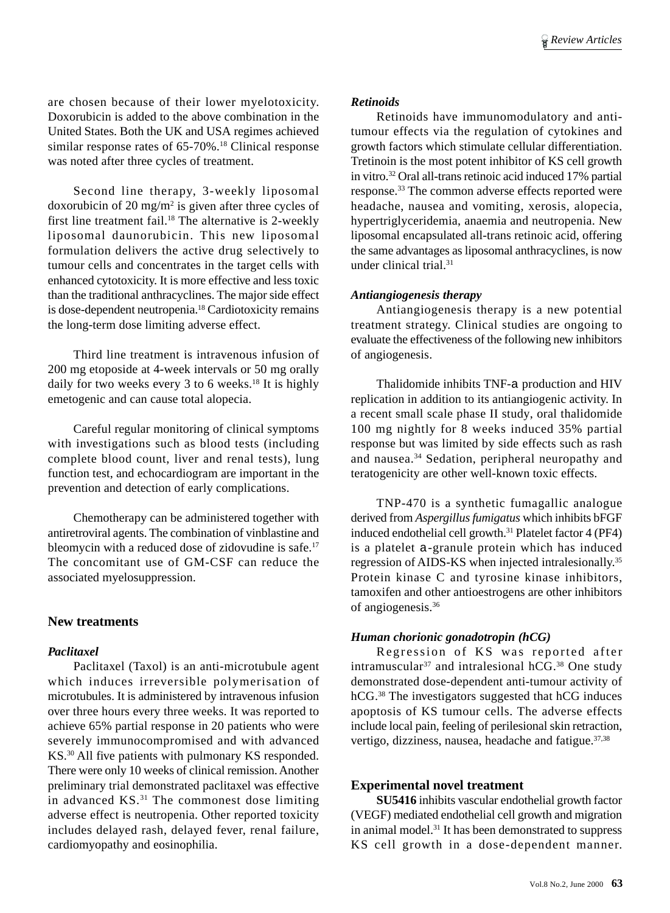are chosen because of their lower myelotoxicity. Doxorubicin is added to the above combination in the United States. Both the UK and USA regimes achieved similar response rates of 65-70%.[18] Clinical response was noted after three cycles of treatment.

Second line therapy, 3-weekly liposomal doxorubicin of 20 mg/m$^2$ is given after three cycles of first line treatment fail.[18] The alternative is 2-weekly liposomal daunorubicin. This new liposomal formulation delivers the active drug selectively to tumour cells and concentrates in the target cells with enhanced cytotoxicity. It is more effective and less toxic than the traditional anthracyclines. The major side effect is dose-dependent neutropenia.[18] Cardiotoxicity remains the long-term dose limiting adverse effect.

Third line treatment is intravenous infusion of 200 mg etoposide at 4-week intervals or 50 mg orally daily for two weeks every 3 to 6 weeks.[18] It is highly emetogenic and can cause total alopecia.

Careful regular monitoring of clinical symptoms with investigations such as blood tests (including complete blood count, liver and renal tests), lung function test, and echocardiogram are important in the prevention and detection of early complications.

Chemotherapy can be administered together with antiretroviral agents. The combination of vinblastine and bleomycin with a reduced dose of zidovudine is safe.[17] The concomitant use of GM-CSF can reduce the associated myelosuppression.

## New treatments

### *Paclitaxel*

Paclitaxel (Taxol) is an anti-microtubule agent which induces irreversible polymerisation of microtubules. It is administered by intravenous infusion over three hours every three weeks. It was reported to achieve 65% partial response in 20 patients who were severely immunocompromised and with advanced KS.[30] All five patients with pulmonary KS responded. There were only 10 weeks of clinical remission. Another preliminary trial demonstrated paclitaxel was effective in advanced KS.[31] The commonest dose limiting adverse effect is neutropenia. Other reported toxicity includes delayed rash, delayed fever, renal failure, cardiomyopathy and eosinophilia.

### *Retinoids*

Retinoids have immunomodulatory and anti-tumour effects via the regulation of cytokines and growth factors which stimulate cellular differentiation. Tretinoin is the most potent inhibitor of KS cell growth in vitro.[32] Oral all-trans retinoic acid induced 17% partial response.[33] The common adverse effects reported were headache, nausea and vomiting, xerosis, alopecia, hypertriglyceridemia, anaemia and neutropenia. New liposomal encapsulated all-trans retinoic acid, offering the same advantages as liposomal anthracyclines, is now under clinical trial.[31]

### *Antiangiogenesis therapy*

Antiangiogenesis therapy is a new potential treatment strategy. Clinical studies are ongoing to evaluate the effectiveness of the following new inhibitors of angiogenesis.

Thalidomide inhibits TNF-$\alpha$ production and HIV replication in addition to its antiangiogenic activity. In a recent small scale phase II study, oral thalidomide 100 mg nightly for 8 weeks induced 35% partial response but was limited by side effects such as rash and nausea.[34] Sedation, peripheral neuropathy and teratogenicity are other well-known toxic effects.

TNP-470 is a synthetic fumagallic analogue derived from *Aspergillus fumigatus* which inhibits bFGF induced endothelial cell growth.[31] Platelet factor 4 (PF4) is a platelet $\alpha$-granule protein which has induced regression of AIDS-KS when injected intralesionally.[35] Protein kinase C and tyrosine kinase inhibitors, tamoxifen and other antioestrogens are other inhibitors of angiogenesis.[36]

### *Human chorionic gonadotropin (hCG)*

Regression of KS was reported after intramuscular[37] and intralesional hCG.[38] One study demonstrated dose-dependent anti-tumour activity of hCG.[38] The investigators suggested that hCG induces apoptosis of KS tumour cells. The adverse effects include local pain, feeling of perilesional skin retraction, vertigo, dizziness, nausea, headache and fatigue.[37,38]

## Experimental novel treatment

**SU5416** inhibits vascular endothelial growth factor (VEGF) mediated endothelial cell growth and migration in animal model.[31] It has been demonstrated to suppress KS cell growth in a dose-dependent manner.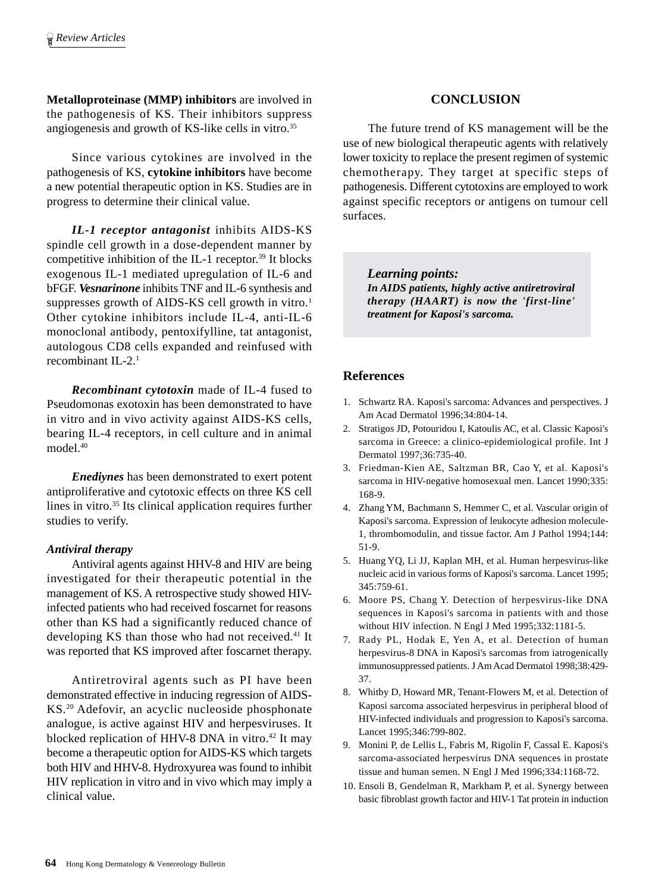**Metalloproteinase (MMP) inhibitors** are involved in the pathogenesis of KS. Their inhibitors suppress angiogenesis and growth of KS-like cells in vitro.[35]

Since various cytokines are involved in the pathogenesis of KS, **cytokine inhibitors** have become a new potential therapeutic option in KS. Studies are in progress to determine their clinical value.

***IL-1 receptor antagonist*** inhibits AIDS-KS spindle cell growth in a dose-dependent manner by competitive inhibition of the IL-1 receptor.[39] It blocks exogenous IL-1 mediated upregulation of IL-6 and bFGF. ***Vesnarinone*** inhibits TNF and IL-6 synthesis and suppresses growth of AIDS-KS cell growth in vitro.[1] Other cytokine inhibitors include IL-4, anti-IL-6 monoclonal antibody, pentoxifylline, tat antagonist, autologous CD8 cells expanded and reinfused with recombinant IL-2.[1]

***Recombinant cytotoxin*** made of IL-4 fused to Pseudomonas exotoxin has been demonstrated to have in vitro and in vivo activity against AIDS-KS cells, bearing IL-4 receptors, in cell culture and in animal model.[40]

***Enediynes*** has been demonstrated to exert potent antiproliferative and cytotoxic effects on three KS cell lines in vitro.[35] Its clinical application requires further studies to verify.

***Antiviral therapy***

Antiviral agents against HHV-8 and HIV are being investigated for their therapeutic potential in the management of KS. A retrospective study showed HIV-infected patients who had received foscarnet for reasons other than KS had a significantly reduced chance of developing KS than those who had not received.[41] It was reported that KS improved after foscarnet therapy.

Antiretroviral agents such as PI have been demonstrated effective in inducing regression of AIDS-KS.[20] Adefovir, an acyclic nucleoside phosphonate analogue, is active against HIV and herpesviruses. It blocked replication of HHV-8 DNA in vitro.[42] It may become a therapeutic option for AIDS-KS which targets both HIV and HHV-8. Hydroxyurea was found to inhibit HIV replication in vitro and in vivo which may imply a clinical value.

## CONCLUSION

The future trend of KS management will be the use of new biological therapeutic agents with relatively lower toxicity to replace the present regimen of systemic chemotherapy. They target at specific steps of pathogenesis. Different cytotoxins are employed to work against specific receptors or antigens on tumour cell surfaces.

> ***Learning points:***
> ***In AIDS patients, highly active antiretroviral therapy (HAART) is now the 'first-line' treatment for Kaposi's sarcoma.***

## References

1. Schwartz RA. Kaposi's sarcoma: Advances and perspectives. J Am Acad Dermatol 1996;34:804-14.
2. Stratigos JD, Potouridou I, Katoulis AC, et al. Classic Kaposi's sarcoma in Greece: a clinico-epidemiological profile. Int J Dermatol 1997;36:735-40.
3. Friedman-Kien AE, Saltzman BR, Cao Y, et al. Kaposi's sarcoma in HIV-negative homosexual men. Lancet 1990;335: 168-9.
4. Zhang YM, Bachmann S, Hemmer C, et al. Vascular origin of Kaposi's sarcoma. Expression of leukocyte adhesion molecule-1, thrombomodulin, and tissue factor. Am J Pathol 1994;144: 51-9.
5. Huang YQ, Li JJ, Kaplan MH, et al. Human herpesvirus-like nucleic acid in various forms of Kaposi's sarcoma. Lancet 1995; 345:759-61.
6. Moore PS, Chang Y. Detection of herpesvirus-like DNA sequences in Kaposi's sarcoma in patients with and those without HIV infection. N Engl J Med 1995;332:1181-5.
7. Rady PL, Hodak E, Yen A, et al. Detection of human herpesvirus-8 DNA in Kaposi's sarcomas from iatrogenically immunosuppressed patients. J Am Acad Dermatol 1998;38:429-37.
8. Whitby D, Howard MR, Tenant-Flowers M, et al. Detection of Kaposi sarcoma associated herpesvirus in peripheral blood of HIV-infected individuals and progression to Kaposi's sarcoma. Lancet 1995;346:799-802.
9. Monini P, de Lellis L, Fabris M, Rigolin F, Cassal E. Kaposi's sarcoma-associated herpesvirus DNA sequences in prostate tissue and human semen. N Engl J Med 1996;334:1168-72.
10. Ensoli B, Gendelman R, Markham P, et al. Synergy between basic fibroblast growth factor and HIV-1 Tat protein in induction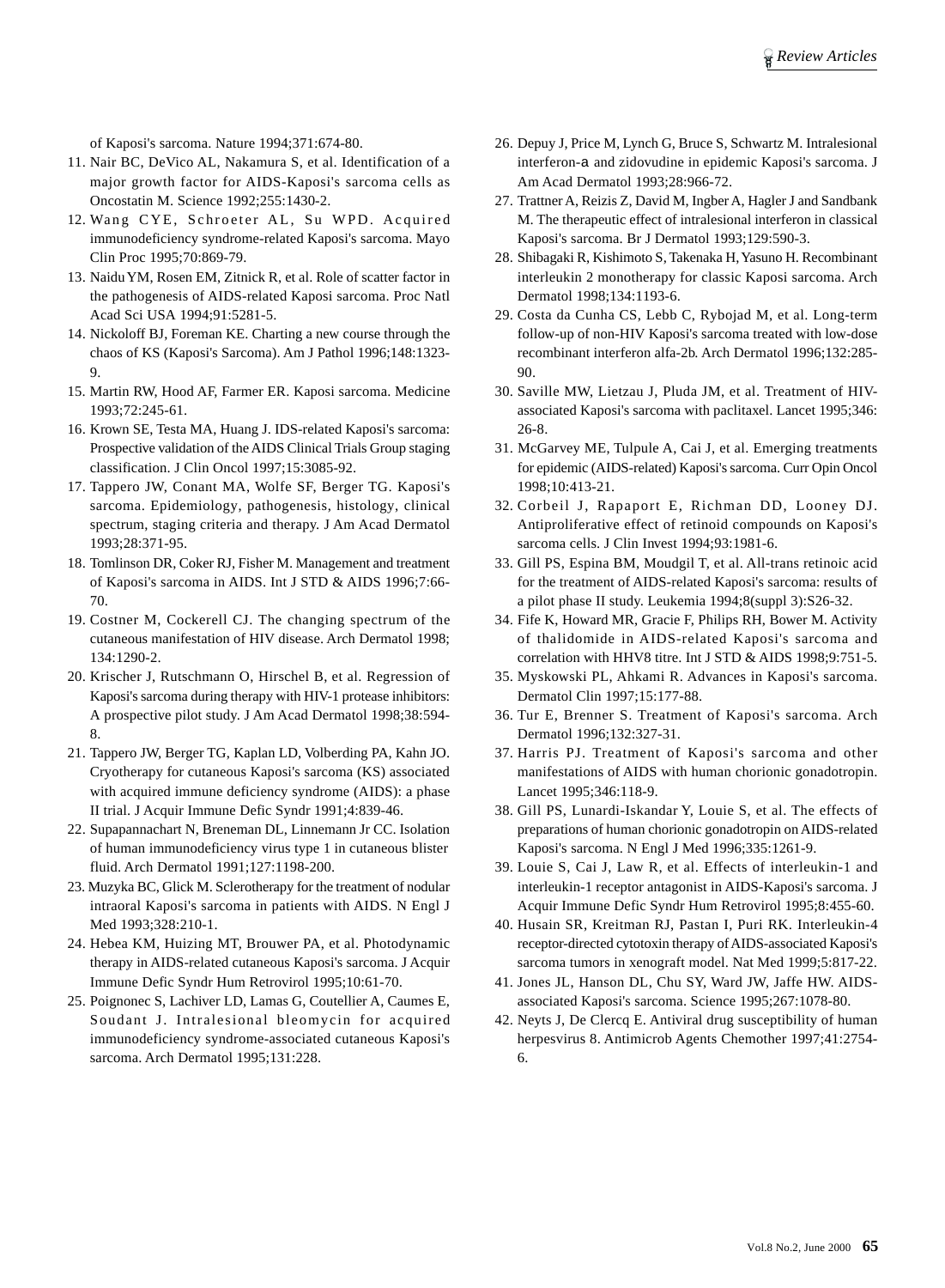of Kaposi's sarcoma. Nature 1994;371:674-80.

11. Nair BC, DeVico AL, Nakamura S, et al. Identification of a major growth factor for AIDS-Kaposi's sarcoma cells as Oncostatin M. Science 1992;255:1430-2.
12. Wang CYE, Schroeter AL, Su WPD. Acquired immunodeficiency syndrome-related Kaposi's sarcoma. Mayo Clin Proc 1995;70:869-79.
13. Naidu YM, Rosen EM, Zitnick R, et al. Role of scatter factor in the pathogenesis of AIDS-related Kaposi sarcoma. Proc Natl Acad Sci USA 1994;91:5281-5.
14. Nickoloff BJ, Foreman KE. Charting a new course through the chaos of KS (Kaposi's Sarcoma). Am J Pathol 1996;148:1323-9.
15. Martin RW, Hood AF, Farmer ER. Kaposi sarcoma. Medicine 1993;72:245-61.
16. Krown SE, Testa MA, Huang J. IDS-related Kaposi's sarcoma: Prospective validation of the AIDS Clinical Trials Group staging classification. J Clin Oncol 1997;15:3085-92.
17. Tappero JW, Conant MA, Wolfe SF, Berger TG. Kaposi's sarcoma. Epidemiology, pathogenesis, histology, clinical spectrum, staging criteria and therapy. J Am Acad Dermatol 1993;28:371-95.
18. Tomlinson DR, Coker RJ, Fisher M. Management and treatment of Kaposi's sarcoma in AIDS. Int J STD & AIDS 1996;7:66-70.
19. Costner M, Cockerell CJ. The changing spectrum of the cutaneous manifestation of HIV disease. Arch Dermatol 1998; 134:1290-2.
20. Krischer J, Rutschmann O, Hirschel B, et al. Regression of Kaposi's sarcoma during therapy with HIV-1 protease inhibitors: A prospective pilot study. J Am Acad Dermatol 1998;38:594-8.
21. Tappero JW, Berger TG, Kaplan LD, Volberding PA, Kahn JO. Cryotherapy for cutaneous Kaposi's sarcoma (KS) associated with acquired immune deficiency syndrome (AIDS): a phase II trial. J Acquir Immune Defic Syndr 1991;4:839-46.
22. Supapannachart N, Breneman DL, Linnemann Jr CC. Isolation of human immunodeficiency virus type 1 in cutaneous blister fluid. Arch Dermatol 1991;127:1198-200.
23. Muzyka BC, Glick M. Sclerotherapy for the treatment of nodular intraoral Kaposi's sarcoma in patients with AIDS. N Engl J Med 1993;328:210-1.
24. Hebea KM, Huizing MT, Brouwer PA, et al. Photodynamic therapy in AIDS-related cutaneous Kaposi's sarcoma. J Acquir Immune Defic Syndr Hum Retrovirol 1995;10:61-70.
25. Poignonec S, Lachiver LD, Lamas G, Coutellier A, Caumes E, Soudant J. Intralesional bleomycin for acquired immunodeficiency syndrome-associated cutaneous Kaposi's sarcoma. Arch Dermatol 1995;131:228.
26. Depuy J, Price M, Lynch G, Bruce S, Schwartz M. Intralesional interferon-a and zidovudine in epidemic Kaposi's sarcoma. J Am Acad Dermatol 1993;28:966-72.
27. Trattner A, Reizis Z, David M, Ingber A, Hagler J and Sandbank M. The therapeutic effect of intralesional interferon in classical Kaposi's sarcoma. Br J Dermatol 1993;129:590-3.
28. Shibagaki R, Kishimoto S, Takenaka H, Yasuno H. Recombinant interleukin 2 monotherapy for classic Kaposi sarcoma. Arch Dermatol 1998;134:1193-6.
29. Costa da Cunha CS, Lebb C, Rybojad M, et al. Long-term follow-up of non-HIV Kaposi's sarcoma treated with low-dose recombinant interferon alfa-2b. Arch Dermatol 1996;132:285-90.
30. Saville MW, Lietzau J, Pluda JM, et al. Treatment of HIV-associated Kaposi's sarcoma with paclitaxel. Lancet 1995;346: 26-8.
31. McGarvey ME, Tulpule A, Cai J, et al. Emerging treatments for epidemic (AIDS-related) Kaposi's sarcoma. Curr Opin Oncol 1998;10:413-21.
32. Corbeil J, Rapaport E, Richman DD, Looney DJ. Antiproliferative effect of retinoid compounds on Kaposi's sarcoma cells. J Clin Invest 1994;93:1981-6.
33. Gill PS, Espina BM, Moudgil T, et al. All-trans retinoic acid for the treatment of AIDS-related Kaposi's sarcoma: results of a pilot phase II study. Leukemia 1994;8(suppl 3):S26-32.
34. Fife K, Howard MR, Gracie F, Philips RH, Bower M. Activity of thalidomide in AIDS-related Kaposi's sarcoma and correlation with HHV8 titre. Int J STD & AIDS 1998;9:751-5.
35. Myskowski PL, Ahkami R. Advances in Kaposi's sarcoma. Dermatol Clin 1997;15:177-88.
36. Tur E, Brenner S. Treatment of Kaposi's sarcoma. Arch Dermatol 1996;132:327-31.
37. Harris PJ. Treatment of Kaposi's sarcoma and other manifestations of AIDS with human chorionic gonadotropin. Lancet 1995;346:118-9.
38. Gill PS, Lunardi-Iskandar Y, Louie S, et al. The effects of preparations of human chorionic gonadotropin on AIDS-related Kaposi's sarcoma. N Engl J Med 1996;335:1261-9.
39. Louie S, Cai J, Law R, et al. Effects of interleukin-1 and interleukin-1 receptor antagonist in AIDS-Kaposi's sarcoma. J Acquir Immune Defic Syndr Hum Retrovirol 1995;8:455-60.
40. Husain SR, Kreitman RJ, Pastan I, Puri RK. Interleukin-4 receptor-directed cytotoxin therapy of AIDS-associated Kaposi's sarcoma tumors in xenograft model. Nat Med 1999;5:817-22.
41. Jones JL, Hanson DL, Chu SY, Ward JW, Jaffe HW. AIDS-associated Kaposi's sarcoma. Science 1995;267:1078-80.
42. Neyts J, De Clercq E. Antiviral drug susceptibility of human herpesvirus 8. Antimicrob Agents Chemother 1997;41:2754-6.